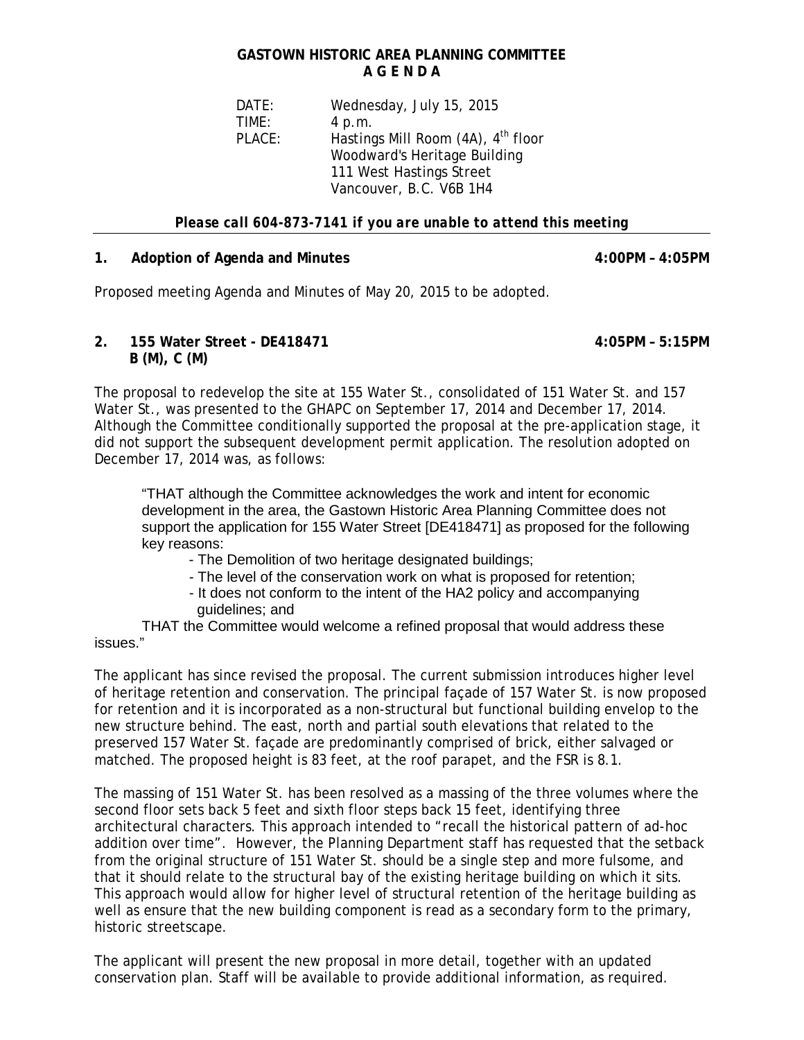# GASTOWN HISTORIC AREA PLANNING COMMITTEE
## A G E N D A

DATE: Wednesday, July 15, 2015
TIME: 4 p.m.
PLACE: Hastings Mill Room (4A), 4th floor
Woodward's Heritage Building
111 West Hastings Street
Vancouver, B.C. V6B 1H4

***Please call 604-873-7141 if you are unable to attend this meeting***

---

**1. Adoption of Agenda and Minutes** **4:00PM – 4:05PM**

Proposed meeting Agenda and Minutes of May 20, 2015 to be adopted.

**2. 155 Water Street - DE418471** **4:05PM – 5:15PM**
**B (M), C (M)**

The proposal to redevelop the site at 155 Water St., consolidated of 151 Water St. and 157 Water St., was presented to the GHAPC on September 17, 2014 and December 17, 2014. Although the Committee conditionally supported the proposal at the pre-application stage, it did not support the subsequent development permit application. The resolution adopted on December 17, 2014 was, as follows:

> "THAT although the Committee acknowledges the work and intent for economic development in the area, the Gastown Historic Area Planning Committee does not support the application for 155 Water Street [DE418471] as proposed for the following key reasons:
>
> - The Demolition of two heritage designated buildings;
> - The level of the conservation work on what is proposed for retention;
> - It does not conform to the intent of the HA2 policy and accompanying guidelines; and
>
> THAT the Committee would welcome a refined proposal that would address these issues."

The applicant has since revised the proposal. The current submission introduces higher level of heritage retention and conservation. The principal façade of 157 Water St. is now proposed for retention and it is incorporated as a non-structural but functional building envelop to the new structure behind. The east, north and partial south elevations that related to the preserved 157 Water St. façade are predominantly comprised of brick, either salvaged or matched. The proposed height is 83 feet, at the roof parapet, and the FSR is 8.1.

The massing of 151 Water St. has been resolved as a massing of the three volumes where the second floor sets back 5 feet and sixth floor steps back 15 feet, identifying three architectural characters. This approach intended to "recall the historical pattern of ad-hoc addition over time". However, the Planning Department staff has requested that the setback from the original structure of 151 Water St. should be a single step and more fulsome, and that it should relate to the structural bay of the existing heritage building on which it sits. This approach would allow for higher level of structural retention of the heritage building as well as ensure that the new building component is read as a secondary form to the primary, historic streetscape.

The applicant will present the new proposal in more detail, together with an updated conservation plan. Staff will be available to provide additional information, as required.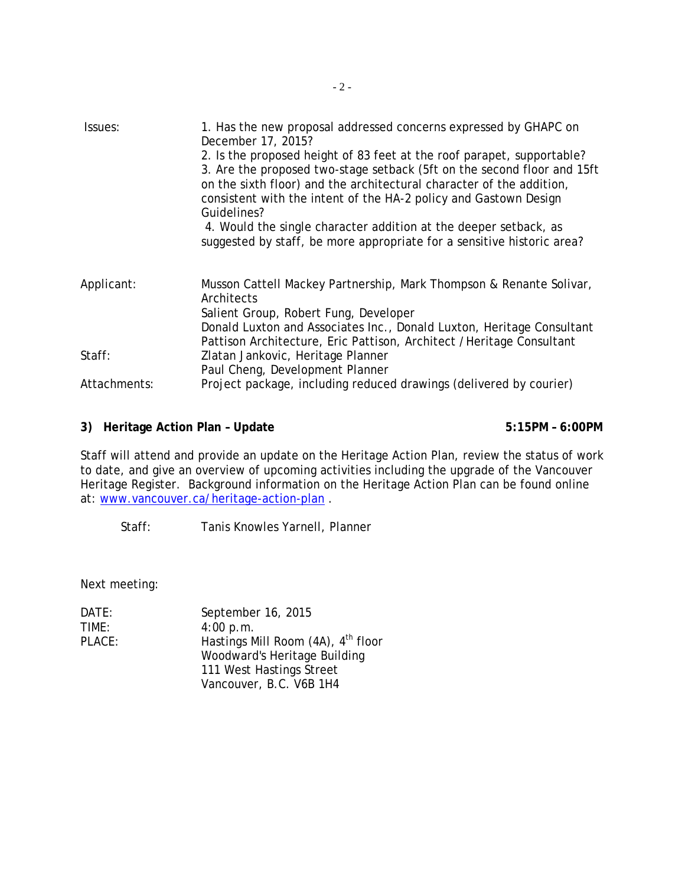| | |
|---|---|
| Issues: | 1. Has the new proposal addressed concerns expressed by GHAPC on December 17, 2015? 2. Is the proposed height of 83 feet at the roof parapet, supportable? 3. Are the proposed two-stage setback (5ft on the second floor and 15ft on the sixth floor) and the architectural character of the addition, consistent with the intent of the HA-2 policy and Gastown Design Guidelines? 4. Would the single character addition at the deeper setback, as suggested by staff, be more appropriate for a sensitive historic area? |
| Applicant: | Musson Cattell Mackey Partnership, Mark Thompson & Renante Solivar, Architects<br>Salient Group, Robert Fung, Developer<br>Donald Luxton and Associates Inc., Donald Luxton, Heritage Consultant<br>Pattison Architecture, Eric Pattison, Architect / Heritage Consultant |
| Staff: | Zlatan Jankovic, Heritage Planner<br>Paul Cheng, Development Planner |
| Attachments: | Project package, including reduced drawings (delivered by courier) |

**3) Heritage Action Plan – Update** **5:15PM – 6:00PM**

Staff will attend and provide an update on the Heritage Action Plan, review the status of work to date, and give an overview of upcoming activities including the upgrade of the Vancouver Heritage Register. Background information on the Heritage Action Plan can be found online at: www.vancouver.ca/heritage-action-plan .

Staff: Tanis Knowles Yarnell, Planner

Next meeting:

| | |
|---|---|
| DATE: | September 16, 2015 |
| TIME: | 4:00 p.m. |
| PLACE: | Hastings Mill Room (4A), 4th floor<br>Woodward's Heritage Building<br>111 West Hastings Street<br>Vancouver, B.C. V6B 1H4 |